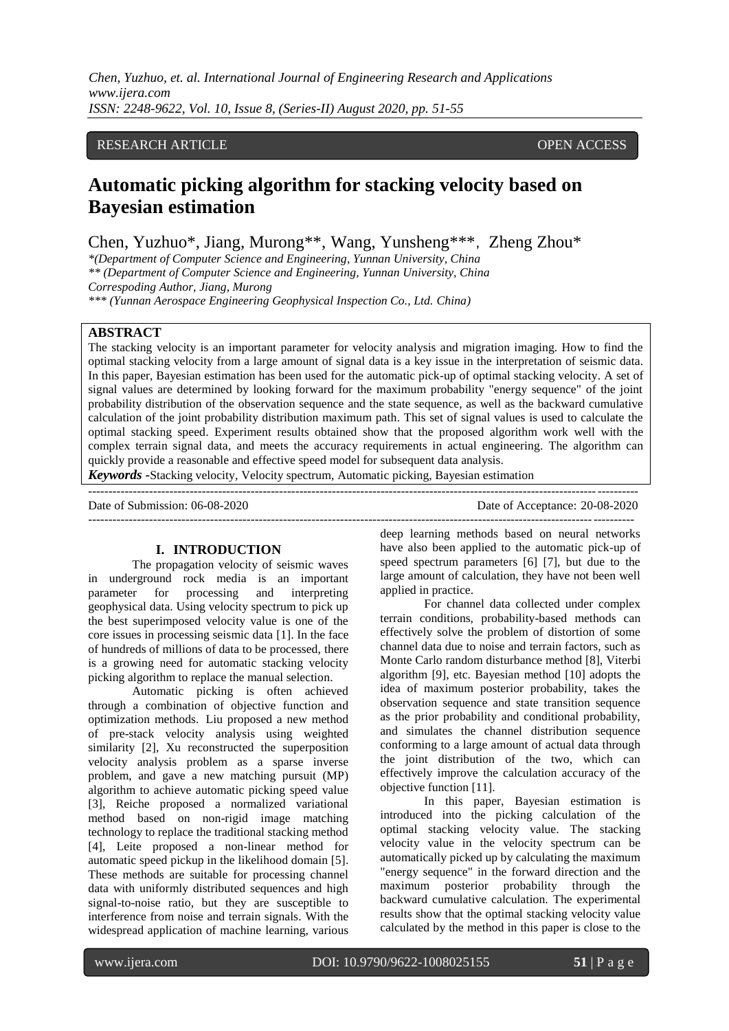RESEARCH ARTICLE OPEN ACCESS

# Automatic picking algorithm for stacking velocity based on Bayesian estimation

Chen, Yuzhuo*, Jiang, Murong**, Wang, Yunsheng***, Zheng Zhou*

*(Department of Computer Science and Engineering, Yunnan University, China
** (Department of Computer Science and Engineering, Yunnan University, China
Correspoding Author, Jiang, Murong
*** (Yunnan Aerospace Engineering Geophysical Inspection Co., Ltd. China)

## ABSTRACT

The stacking velocity is an important parameter for velocity analysis and migration imaging. How to find the optimal stacking velocity from a large amount of signal data is a key issue in the interpretation of seismic data. In this paper, Bayesian estimation has been used for the automatic pick-up of optimal stacking velocity. A set of signal values are determined by looking forward for the maximum probability "energy sequence" of the joint probability distribution of the observation sequence and the state sequence, as well as the backward cumulative calculation of the joint probability distribution maximum path. This set of signal values is used to calculate the optimal stacking speed. Experiment results obtained show that the proposed algorithm work well with the complex terrain signal data, and meets the accuracy requirements in actual engineering. The algorithm can quickly provide a reasonable and effective speed model for subsequent data analysis.

***Keywords*** **-**Stacking velocity, Velocity spectrum, Automatic picking, Bayesian estimation

Date of Submission: 06-08-2020 Date of Acceptance: 20-08-2020

## I. INTRODUCTION

The propagation velocity of seismic waves in underground rock media is an important parameter for processing and interpreting geophysical data. Using velocity spectrum to pick up the best superimposed velocity value is one of the core issues in processing seismic data [1]. In the face of hundreds of millions of data to be processed, there is a growing need for automatic stacking velocity picking algorithm to replace the manual selection.

Automatic picking is often achieved through a combination of objective function and optimization methods. Liu proposed a new method of pre-stack velocity analysis using weighted similarity [2], Xu reconstructed the superposition velocity analysis problem as a sparse inverse problem, and gave a new matching pursuit (MP) algorithm to achieve automatic picking speed value [3], Reiche proposed a normalized variational method based on non-rigid image matching technology to replace the traditional stacking method [4], Leite proposed a non-linear method for automatic speed pickup in the likelihood domain [5]. These methods are suitable for processing channel data with uniformly distributed sequences and high signal-to-noise ratio, but they are susceptible to interference from noise and terrain signals. With the widespread application of machine learning, various deep learning methods based on neural networks have also been applied to the automatic pick-up of speed spectrum parameters [6] [7], but due to the large amount of calculation, they have not been well applied in practice.

For channel data collected under complex terrain conditions, probability-based methods can effectively solve the problem of distortion of some channel data due to noise and terrain factors, such as Monte Carlo random disturbance method [8], Viterbi algorithm [9], etc. Bayesian method [10] adopts the idea of maximum posterior probability, takes the observation sequence and state transition sequence as the prior probability and conditional probability, and simulates the channel distribution sequence conforming to a large amount of actual data through the joint distribution of the two, which can effectively improve the calculation accuracy of the objective function [11].

In this paper, Bayesian estimation is introduced into the picking calculation of the optimal stacking velocity value. The stacking velocity value in the velocity spectrum can be automatically picked up by calculating the maximum "energy sequence" in the forward direction and the maximum posterior probability through the backward cumulative calculation. The experimental results show that the optimal stacking velocity value calculated by the method in this paper is close to the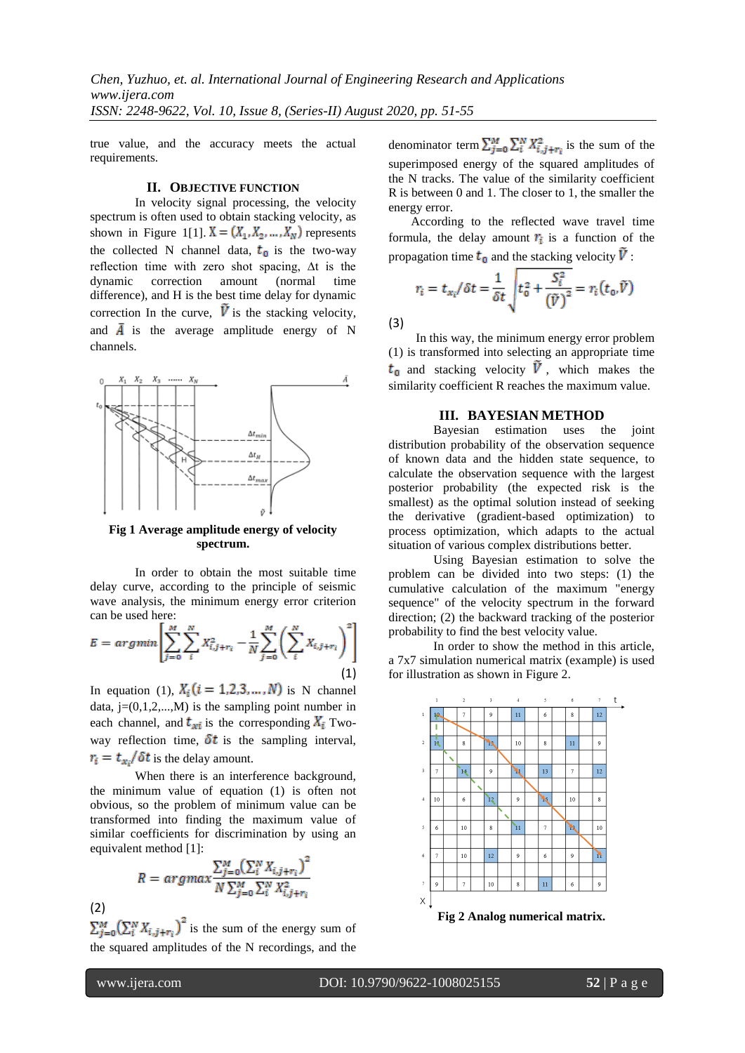true value, and the accuracy meets the actual requirements.

## II. OBJECTIVE FUNCTION

In velocity signal processing, the velocity spectrum is often used to obtain stacking velocity, as shown in Figure 1[1]. $X = (X_1, X_2, ..., X_N)$ represents the collected N channel data, $t_0$ is the two-way reflection time with zero shot spacing, Δt is the dynamic correction amount (normal time difference), and H is the best time delay for dynamic correction In the curve, $\tilde{V}$ is the stacking velocity, and $\bar{A}$ is the average amplitude energy of N channels.

**Fig 1 Average amplitude energy of velocity spectrum.**

In order to obtain the most suitable time delay curve, according to the principle of seismic wave analysis, the minimum energy error criterion can be used here:

$$E = argmin\left[\sum_{j=0}^{M}\sum_{i}^{N} X_{i,j+r_i}^2 - \frac{1}{N}\sum_{j=0}^{M}\left(\sum_{i}^{N} X_{i,j+r_i}\right)^2\right] \tag{1}$$

In equation (1), $X_i (i = 1,2,3,...,N)$ is N channel data, j=(0,1,2,...,M) is the sampling point number in each channel, and $t_{xi}$ is the corresponding $X_i$ Two-way reflection time, $\delta t$ is the sampling interval, $r_i = t_{x_i}/\delta t$ is the delay amount.

When there is an interference background, the minimum value of equation (1) is often not obvious, so the problem of minimum value can be transformed into finding the maximum value of similar coefficients for discrimination by using an equivalent method [1]:

$$R = argmax\frac{\sum_{j=0}^{M}\left(\sum_{i}^{N} X_{i,j+r_i}\right)^2}{N\sum_{j=0}^{M}\sum_{i}^{N} X_{i,j+r_i}^2} \tag{2}$$

$\sum_{j=0}^{M}\left(\sum_{i}^{N} X_{i,j+r_i}\right)^2$ is the sum of the energy sum of the squared amplitudes of the N recordings, and the denominator term $\sum_{j=0}^{M}\sum_{i}^{N} X_{i,j+r_i}^2$ is the sum of the superimposed energy of the squared amplitudes of the N tracks. The value of the similarity coefficient R is between 0 and 1. The closer to 1, the smaller the energy error.

According to the reflected wave travel time formula, the delay amount $r_i$ is a function of the propagation time $t_0$ and the stacking velocity $\tilde{V}$:

$$r_i = t_{x_i}/\delta t = \frac{1}{\delta t}\sqrt{t_0^2 + \frac{S_i^2}{(\tilde{V})^2}} = r_i(t_0, \tilde{V}) \tag{3}$$

In this way, the minimum energy error problem (1) is transformed into selecting an appropriate time $t_0$ and stacking velocity $\tilde{V}$, which makes the similarity coefficient R reaches the maximum value.

## III. BAYESIAN METHOD

Bayesian estimation uses the joint distribution probability of the observation sequence of known data and the hidden state sequence, to calculate the observation sequence with the largest posterior probability (the expected risk is the smallest) as the optimal solution instead of seeking the derivative (gradient-based optimization) to process optimization, which adapts to the actual situation of various complex distributions better.

Using Bayesian estimation to solve the problem can be divided into two steps: (1) the cumulative calculation of the maximum "energy sequence" of the velocity spectrum in the forward direction; (2) the backward tracking of the posterior probability to find the best velocity value.

In order to show the method in this article, a 7x7 simulation numerical matrix (example) is used for illustration as shown in Figure 2.

| | 1 | 2 | 3 | 4 | 5 | 6 | 7 |
|---|---|---|---|---|---|---|---|
| 1 | 10 | 7 | 9 | 11 | 6 | 8 | 12 |
| 2 | 11 | 8 | 15 | 10 | 8 | 11 | 9 |
| 3 | 7 | 14 | 9 | 11 | 13 | 7 | 12 |
| 4 | 10 | 6 | 12 | 9 | 15 | 10 | 8 |
| 5 | 6 | 10 | 8 | 11 | 7 | 12 | 10 |
| 6 | 7 | 10 | 12 | 9 | 6 | 9 | 11 |
| 7 | 9 | 7 | 10 | 8 | 11 | 6 | 9 |

**Fig 2 Analog numerical matrix.**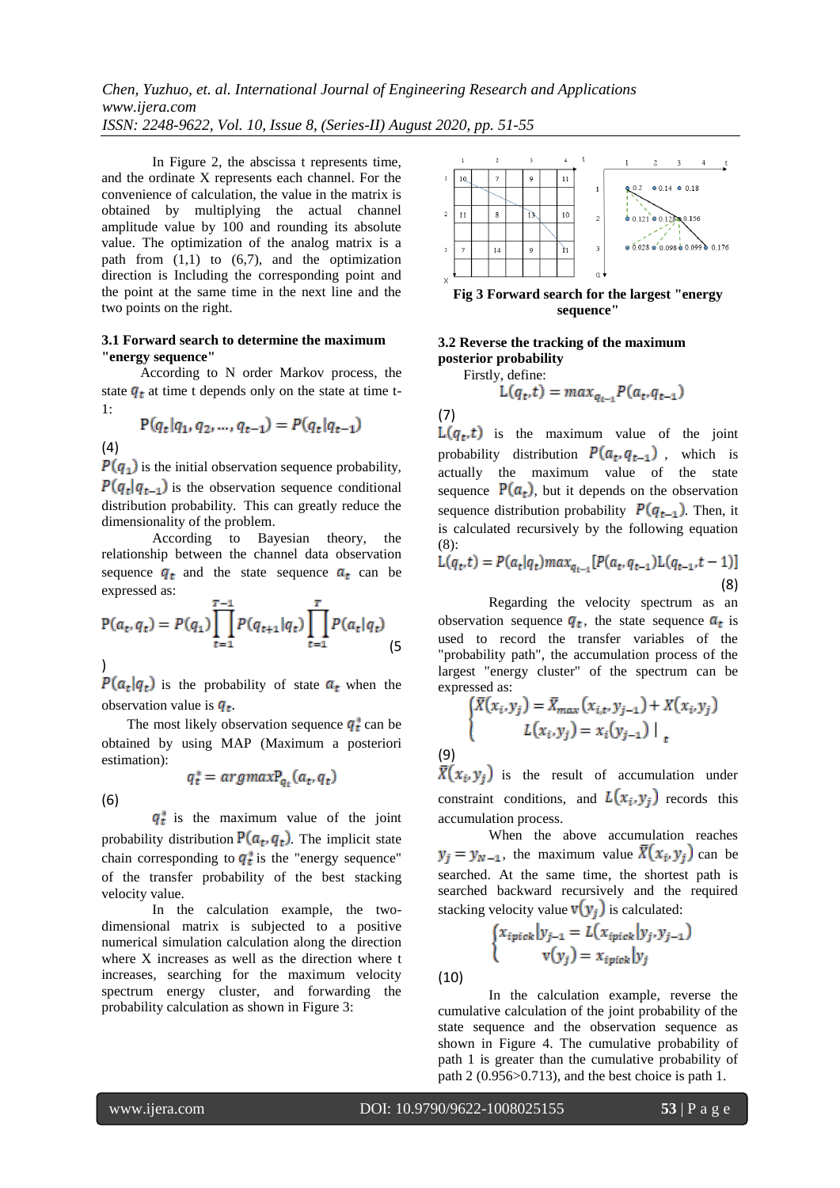In Figure 2, the abscissa t represents time, and the ordinate X represents each channel. For the convenience of calculation, the value in the matrix is obtained by multiplying the actual channel amplitude value by 100 and rounding its absolute value. The optimization of the analog matrix is a path from (1,1) to (6,7), and the optimization direction is Including the corresponding point and the point at the same time in the next line and the two points on the right.

### 3.1 Forward search to determine the maximum "energy sequence"

According to N order Markov process, the state $q_t$ at time t depends only on the state at time t-1:

$$P(q_t|q_1, q_2, \ldots, q_{t-1}) = P(q_t|q_{t-1}) \tag{4}$$

$P(q_1)$ is the initial observation sequence probability, $P(q_t|q_{t-1})$ is the observation sequence conditional distribution probability. This can greatly reduce the dimensionality of the problem.

According to Bayesian theory, the relationship between the channel data observation sequence $q_t$ and the state sequence $a_t$ can be expressed as:

$$P(a_t, q_t) = P(q_1)\prod_{t=1}^{T-1} P(q_{t+1}|q_t)\prod_{t=1}^{T} P(a_t|q_t) \tag{5}$$

$P(a_t|q_t)$ is the probability of state $a_t$ when the observation value is $q_t$.

The most likely observation sequence $q_t^*$ can be obtained by using MAP (Maximum a posteriori estimation):

$$q_t^* = argmaxP_{q_t}(a_t, q_t) \tag{6}$$

$q_t^*$ is the maximum value of the joint probability distribution $P(a_t, q_t)$. The implicit state chain corresponding to $q_t^*$ is the "energy sequence" of the transfer probability of the best stacking velocity value.

In the calculation example, the two-dimensional matrix is subjected to a positive numerical simulation calculation along the direction where X increases as well as the direction where t increases, searching for the maximum velocity spectrum energy cluster, and forwarding the probability calculation as shown in Figure 3:

**Fig 3 Forward search for the largest "energy sequence"**

### 3.2 Reverse the tracking of the maximum posterior probability

Firstly, define:

$$L(q_t, t) = max_{q_{t-1}} P(a_t, q_{t-1}) \tag{7}$$

$L(q_t, t)$ is the maximum value of the joint probability distribution $P(a_t, q_{t-1})$, which is actually the maximum value of the state sequence $P(a_t)$, but it depends on the observation sequence distribution probability $P(q_{t-1})$. Then, it is calculated recursively by the following equation (8):

$$L(q_t, t) = P(a_t|q_t)max_{q_{t-1}}[P(a_t, q_{t-1})L(q_{t-1}, t-1)] \tag{8}$$

Regarding the velocity spectrum as an observation sequence $q_t$, the state sequence $a_t$ is used to record the transfer variables of the "probability path", the accumulation process of the largest "energy cluster" of the spectrum can be expressed as:

$$\begin{cases} \bar{X}(x_i, y_j) = \bar{X}_{max}(x_{i,t}, y_{j-1}) + X(x_i, y_j) \\ L(x_i, y_j) = x_i(y_{j-1}) \,|_{\,t} \end{cases} \tag{9}$$

$\bar{X}(x_i, y_j)$ is the result of accumulation under constraint conditions, and $L(x_i, y_j)$ records this accumulation process.

When the above accumulation reaches $y_j = y_{N-1}$, the maximum value $\bar{X}(x_i, y_j)$ can be searched. At the same time, the shortest path is searched backward recursively and the required stacking velocity value $v(y_j)$ is calculated:

$$\begin{cases} x_{ipick}|y_{j-1} = L(x_{ipick}|y_j, y_{j-1}) \\ v(y_j) = x_{ipick}|y_j \end{cases} \tag{10}$$

In the calculation example, reverse the cumulative calculation of the joint probability of the state sequence and the observation sequence as shown in Figure 4. The cumulative probability of path 1 is greater than the cumulative probability of path 2 (0.956>0.713), and the best choice is path 1.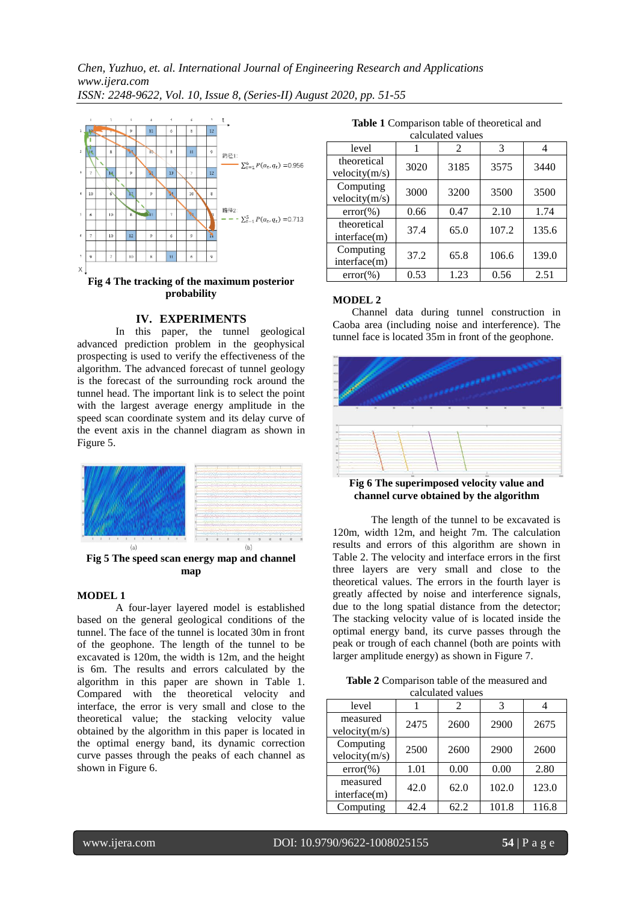Fig 4 The tracking of the maximum posterior probability

## IV. EXPERIMENTS

In this paper, the tunnel geological advanced prediction problem in the geophysical prospecting is used to verify the effectiveness of the algorithm. The advanced forecast of tunnel geology is the forecast of the surrounding rock around the tunnel head. The important link is to select the point with the largest average energy amplitude in the speed scan coordinate system and its delay curve of the event axis in the channel diagram as shown in Figure 5.

Fig 5 The speed scan energy map and channel map

### MODEL 1

A four-layer layered model is established based on the general geological conditions of the tunnel. The face of the tunnel is located 30m in front of the geophone. The length of the tunnel to be excavated is 120m, the width is 12m, and the height is 6m. The results and errors calculated by the algorithm in this paper are shown in Table 1. Compared with the theoretical velocity and interface, the error is very small and close to the theoretical value; the stacking velocity value obtained by the algorithm in this paper is located in the optimal energy band, its dynamic correction curve passes through the peaks of each channel as shown in Figure 6.

**Table 1** Comparison table of theoretical and calculated values

| level | 1 | 2 | 3 | 4 |
|---|---|---|---|---|
| theoretical velocity(m/s) | 3020 | 3185 | 3575 | 3440 |
| Computing velocity(m/s) | 3000 | 3200 | 3500 | 3500 |
| error(%) | 0.66 | 0.47 | 2.10 | 1.74 |
| theoretical interface(m) | 37.4 | 65.0 | 107.2 | 135.6 |
| Computing interface(m) | 37.2 | 65.8 | 106.6 | 139.0 |
| error(%) | 0.53 | 1.23 | 0.56 | 2.51 |

### MODEL 2

Channel data during tunnel construction in Caoba area (including noise and interference). The tunnel face is located 35m in front of the geophone.

Fig 6 The superimposed velocity value and channel curve obtained by the algorithm

The length of the tunnel to be excavated is 120m, width 12m, and height 7m. The calculation results and errors of this algorithm are shown in Table 2. The velocity and interface errors in the first three layers are very small and close to the theoretical values. The errors in the fourth layer is greatly affected by noise and interference signals, due to the long spatial distance from the detector; The stacking velocity value of is located inside the optimal energy band, its curve passes through the peak or trough of each channel (both are points with larger amplitude energy) as shown in Figure 7.

**Table 2** Comparison table of the measured and calculated values

| level | 1 | 2 | 3 | 4 |
|---|---|---|---|---|
| measured velocity(m/s) | 2475 | 2600 | 2900 | 2675 |
| Computing velocity(m/s) | 2500 | 2600 | 2900 | 2600 |
| error(%) | 1.01 | 0.00 | 0.00 | 2.80 |
| measured interface(m) | 42.0 | 62.0 | 102.0 | 123.0 |
| Computing | 42.4 | 62.2 | 101.8 | 116.8 |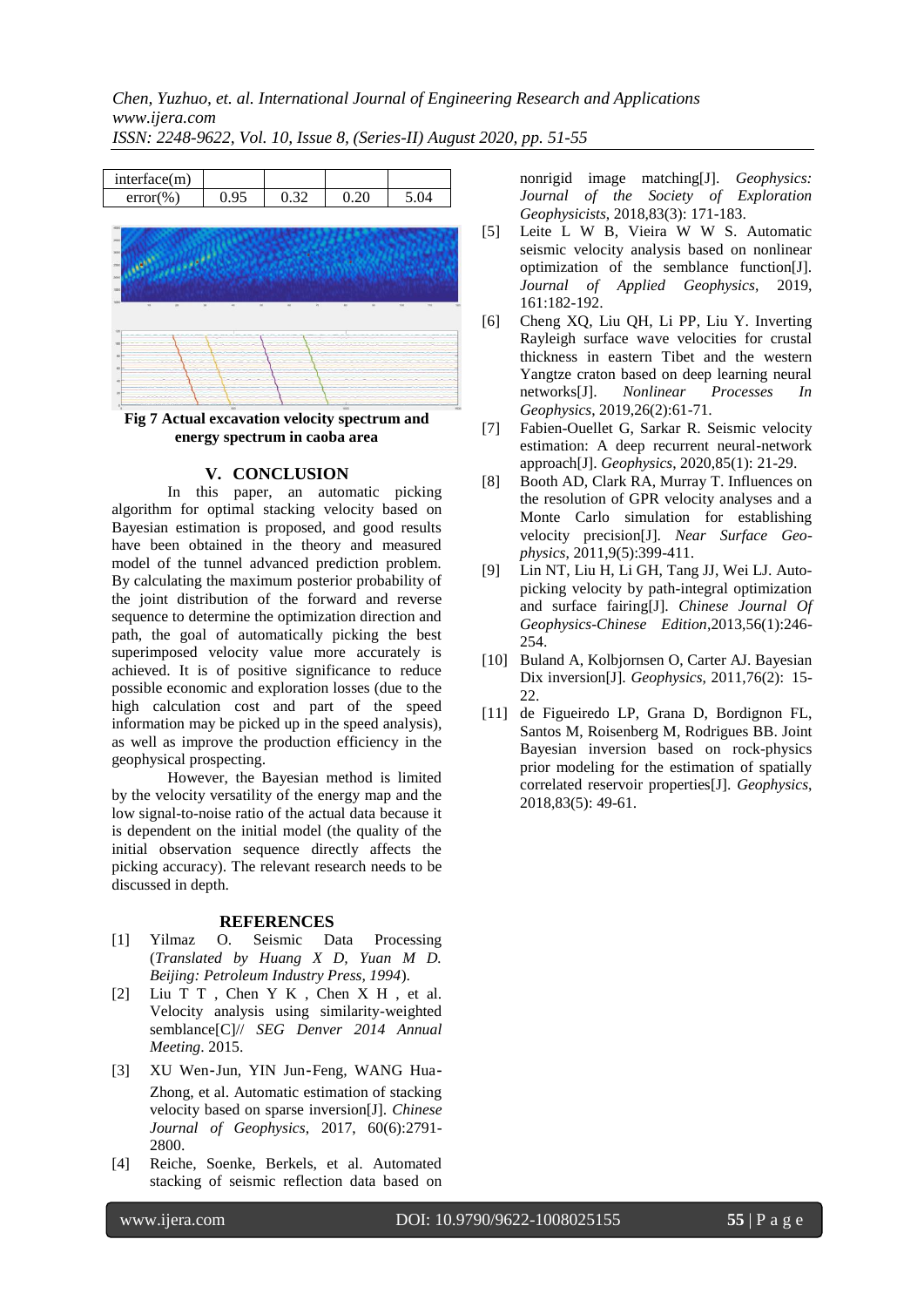| interface(m) | | | | |
|---|---|---|---|---|
| error(%) | 0.95 | 0.32 | 0.20 | 5.04 |

**Fig 7 Actual excavation velocity spectrum and energy spectrum in caoba area**

## V. CONCLUSION

In this paper, an automatic picking algorithm for optimal stacking velocity based on Bayesian estimation is proposed, and good results have been obtained in the theory and measured model of the tunnel advanced prediction problem. By calculating the maximum posterior probability of the joint distribution of the forward and reverse sequence to determine the optimization direction and path, the goal of automatically picking the best superimposed velocity value more accurately is achieved. It is of positive significance to reduce possible economic and exploration losses (due to the high calculation cost and part of the speed information may be picked up in the speed analysis), as well as improve the production efficiency in the geophysical prospecting.

However, the Bayesian method is limited by the velocity versatility of the energy map and the low signal-to-noise ratio of the actual data because it is dependent on the initial model (the quality of the initial observation sequence directly affects the picking accuracy). The relevant research needs to be discussed in depth.

## REFERENCES

[1] Yilmaz O. Seismic Data Processing (*Translated by Huang X D, Yuan M D. Beijing: Petroleum Industry Press, 1994*).

[2] Liu T T , Chen Y K , Chen X H , et al. Velocity analysis using similarity-weighted semblance[C]// *SEG Denver 2014 Annual Meeting*. 2015.

[3] XU Wen-Jun, YIN Jun-Feng, WANG Hua-Zhong, et al. Automatic estimation of stacking velocity based on sparse inversion[J]. *Chinese Journal of Geophysics*, 2017, 60(6):2791-2800.

[4] Reiche, Soenke, Berkels, et al. Automated stacking of seismic reflection data based on nonrigid image matching[J]. *Geophysics: Journal of the Society of Exploration Geophysicists*, 2018,83(3): 171-183.

[5] Leite L W B, Vieira W W S. Automatic seismic velocity analysis based on nonlinear optimization of the semblance function[J]. *Journal of Applied Geophysics*, 2019, 161:182-192.

[6] Cheng XQ, Liu QH, Li PP, Liu Y. Inverting Rayleigh surface wave velocities for crustal thickness in eastern Tibet and the western Yangtze craton based on deep learning neural networks[J]. *Nonlinear Processes In Geophysics*, 2019,26(2):61-71.

[7] Fabien-Ouellet G, Sarkar R. Seismic velocity estimation: A deep recurrent neural-network approach[J]. *Geophysics*, 2020,85(1): 21-29.

[8] Booth AD, Clark RA, Murray T. Influences on the resolution of GPR velocity analyses and a Monte Carlo simulation for establishing velocity precision[J]. *Near Surface Geophysics*, 2011,9(5):399-411.

[9] Lin NT, Liu H, Li GH, Tang JJ, Wei LJ. Auto-picking velocity by path-integral optimization and surface fairing[J]. *Chinese Journal Of Geophysics-Chinese Edition*,2013,56(1):246-254.

[10] Buland A, Kolbjornsen O, Carter AJ. Bayesian Dix inversion[J]. *Geophysics*, 2011,76(2): 15-22.

[11] de Figueiredo LP, Grana D, Bordignon FL, Santos M, Roisenberg M, Rodrigues BB. Joint Bayesian inversion based on rock-physics prior modeling for the estimation of spatially correlated reservoir properties[J]. *Geophysics*, 2018,83(5): 49-61.